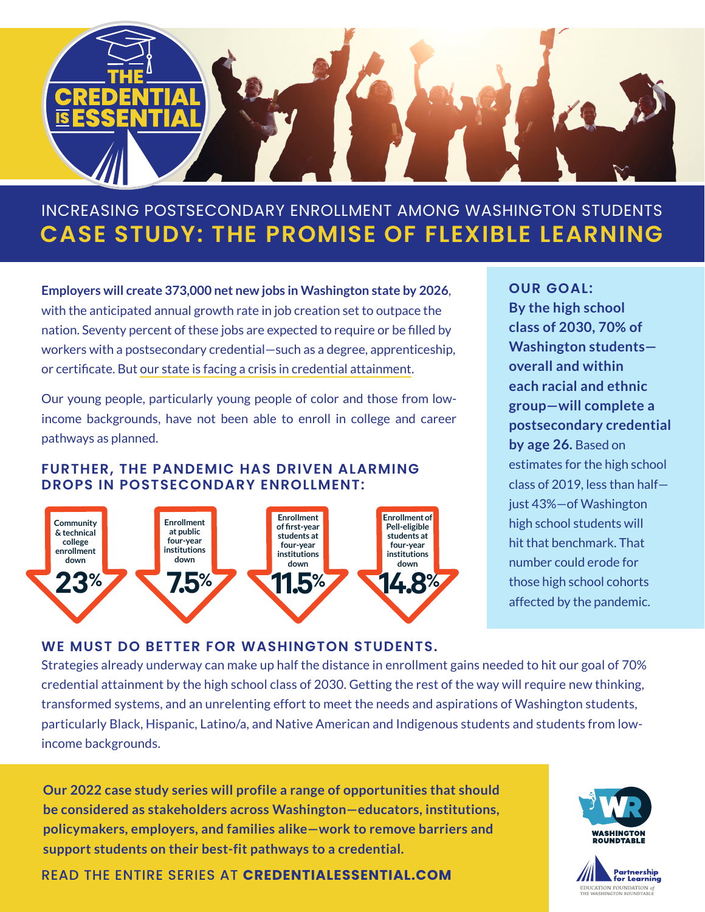# THE CREDENTIAL IS ESSENTIAL

INCREASING POSTSECONDARY ENROLLMENT AMONG WASHINGTON STUDENTS

## CASE STUDY: THE PROMISE OF FLEXIBLE LEARNING

**Employers will create 373,000 net new jobs in Washington state by 2026**, with the anticipated annual growth rate in job creation set to outpace the nation. Seventy percent of these jobs are expected to require or be filled by workers with a postsecondary credential—such as a degree, apprenticeship, or certificate. But our state is facing a crisis in credential attainment.

Our young people, particularly young people of color and those from low-income backgrounds, have not been able to enroll in college and career pathways as planned.

### FURTHER, THE PANDEMIC HAS DRIVEN ALARMING DROPS IN POSTSECONDARY ENROLLMENT:

- Community & technical college enrollment down **23%**
- Enrollment at public four-year institutions down **7.5%**
- Enrollment of first-year students at four-year institutions down **11.5%**
- Enrollment of Pell-eligible students at four-year institutions down **14.8%**

**OUR GOAL:**

**By the high school class of 2030, 70% of Washington students—overall and within each racial and ethnic group—will complete a postsecondary credential by age 26.** Based on estimates for the high school class of 2019, less than half—just 43%—of Washington high school students will hit that benchmark. That number could erode for those high school cohorts affected by the pandemic.

### WE MUST DO BETTER FOR WASHINGTON STUDENTS.

Strategies already underway can make up half the distance in enrollment gains needed to hit our goal of 70% credential attainment by the high school class of 2030. Getting the rest of the way will require new thinking, transformed systems, and an unrelenting effort to meet the needs and aspirations of Washington students, particularly Black, Hispanic, Latino/a, and Native American and Indigenous students and students from low-income backgrounds.

**Our 2022 case study series will profile a range of opportunities that should be considered as stakeholders across Washington—educators, institutions, policymakers, employers, and families alike—work to remove barriers and support students on their best-fit pathways to a credential.**

READ THE ENTIRE SERIES AT **CREDENTIALESSENTIAL.COM**

WASHINGTON ROUNDTABLE

Partnership for Learning
EDUCATION FOUNDATION of THE WASHINGTON ROUNDTABLE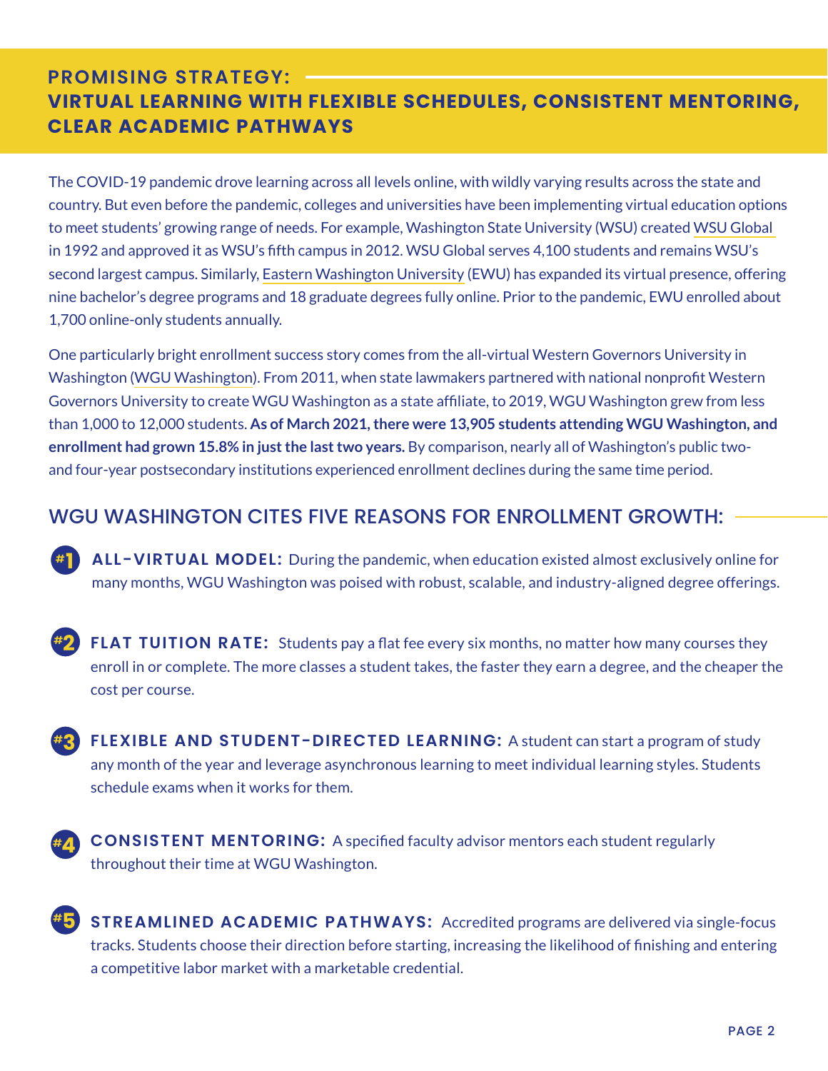## PROMISING STRATEGY: VIRTUAL LEARNING WITH FLEXIBLE SCHEDULES, CONSISTENT MENTORING, CLEAR ACADEMIC PATHWAYS

The COVID-19 pandemic drove learning across all levels online, with wildly varying results across the state and country. But even before the pandemic, colleges and universities have been implementing virtual education options to meet students' growing range of needs. For example, Washington State University (WSU) created WSU Global in 1992 and approved it as WSU's fifth campus in 2012. WSU Global serves 4,100 students and remains WSU's second largest campus. Similarly, Eastern Washington University (EWU) has expanded its virtual presence, offering nine bachelor's degree programs and 18 graduate degrees fully online. Prior to the pandemic, EWU enrolled about 1,700 online-only students annually.

One particularly bright enrollment success story comes from the all-virtual Western Governors University in Washington (WGU Washington). From 2011, when state lawmakers partnered with national nonprofit Western Governors University to create WGU Washington as a state affiliate, to 2019, WGU Washington grew from less than 1,000 to 12,000 students. **As of March 2021, there were 13,905 students attending WGU Washington, and enrollment had grown 15.8% in just the last two years.** By comparison, nearly all of Washington's public two- and four-year postsecondary institutions experienced enrollment declines during the same time period.

### WGU WASHINGTON CITES FIVE REASONS FOR ENROLLMENT GROWTH:

#1 **ALL-VIRTUAL MODEL:** During the pandemic, when education existed almost exclusively online for many months, WGU Washington was poised with robust, scalable, and industry-aligned degree offerings.

#2 **FLAT TUITION RATE:** Students pay a flat fee every six months, no matter how many courses they enroll in or complete. The more classes a student takes, the faster they earn a degree, and the cheaper the cost per course.

#3 **FLEXIBLE AND STUDENT-DIRECTED LEARNING:** A student can start a program of study any month of the year and leverage asynchronous learning to meet individual learning styles. Students schedule exams when it works for them.

#4 **CONSISTENT MENTORING:** A specified faculty advisor mentors each student regularly throughout their time at WGU Washington.

#5 **STREAMLINED ACADEMIC PATHWAYS:** Accredited programs are delivered via single-focus tracks. Students choose their direction before starting, increasing the likelihood of finishing and entering a competitive labor market with a marketable credential.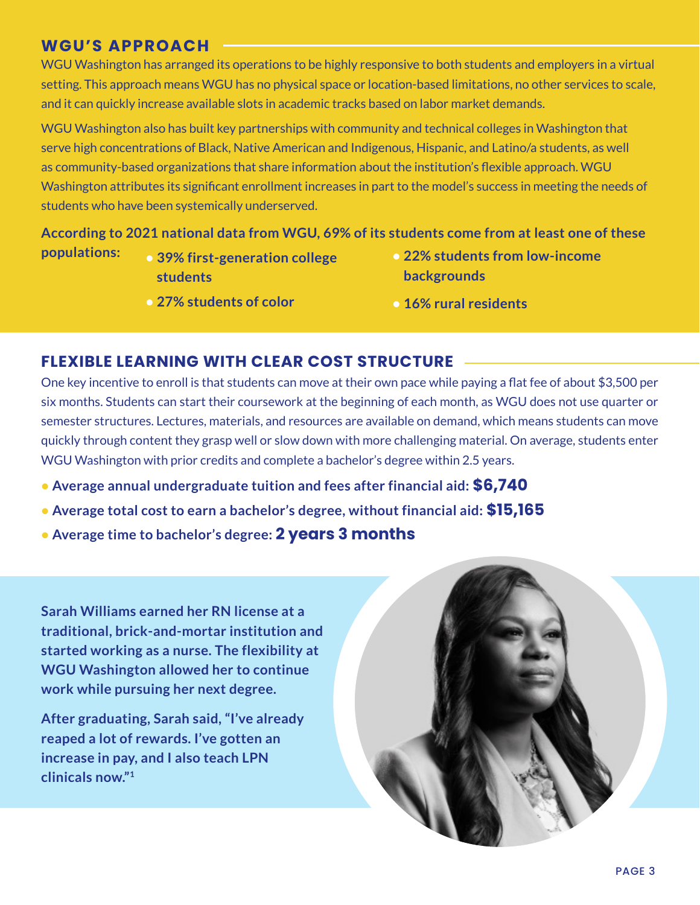## WGU'S APPROACH

WGU Washington has arranged its operations to be highly responsive to both students and employers in a virtual setting. This approach means WGU has no physical space or location-based limitations, no other services to scale, and it can quickly increase available slots in academic tracks based on labor market demands.

WGU Washington also has built key partnerships with community and technical colleges in Washington that serve high concentrations of Black, Native American and Indigenous, Hispanic, and Latino/a students, as well as community-based organizations that share information about the institution's flexible approach. WGU Washington attributes its significant enrollment increases in part to the model's success in meeting the needs of students who have been systemically underserved.

**According to 2021 national data from WGU, 69% of its students come from at least one of these populations:**

- **39% first-generation college students**
- **27% students of color**
- **22% students from low-income backgrounds**
- **16% rural residents**

## FLEXIBLE LEARNING WITH CLEAR COST STRUCTURE

One key incentive to enroll is that students can move at their own pace while paying a flat fee of about $3,500 per six months. Students can start their coursework at the beginning of each month, as WGU does not use quarter or semester structures. Lectures, materials, and resources are available on demand, which means students can move quickly through content they grasp well or slow down with more challenging material. On average, students enter WGU Washington with prior credits and complete a bachelor's degree within 2.5 years.

- **Average annual undergraduate tuition and fees after financial aid: $6,740**
- **Average total cost to earn a bachelor's degree, without financial aid: $15,165**
- **Average time to bachelor's degree: 2 years 3 months**

**Sarah Williams earned her RN license at a traditional, brick-and-mortar institution and started working as a nurse. The flexibility at WGU Washington allowed her to continue work while pursuing her next degree.**

**After graduating, Sarah said, "I've already reaped a lot of rewards. I've gotten an increase in pay, and I also teach LPN clinicals now."[1]**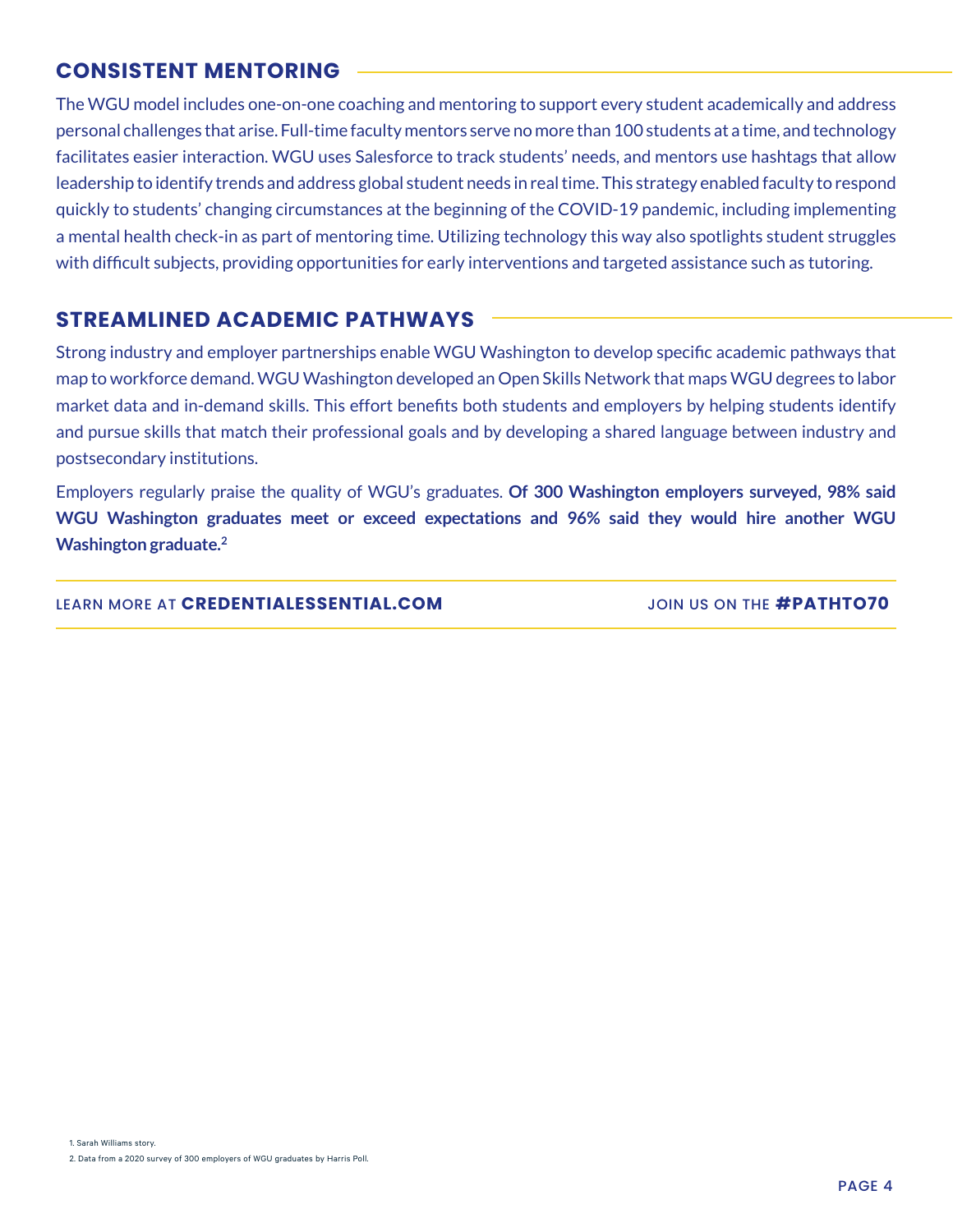## CONSISTENT MENTORING

The WGU model includes one-on-one coaching and mentoring to support every student academically and address personal challenges that arise. Full-time faculty mentors serve no more than 100 students at a time, and technology facilitates easier interaction. WGU uses Salesforce to track students' needs, and mentors use hashtags that allow leadership to identify trends and address global student needs in real time. This strategy enabled faculty to respond quickly to students' changing circumstances at the beginning of the COVID-19 pandemic, including implementing a mental health check-in as part of mentoring time. Utilizing technology this way also spotlights student struggles with difficult subjects, providing opportunities for early interventions and targeted assistance such as tutoring.

## STREAMLINED ACADEMIC PATHWAYS

Strong industry and employer partnerships enable WGU Washington to develop specific academic pathways that map to workforce demand. WGU Washington developed an Open Skills Network that maps WGU degrees to labor market data and in-demand skills. This effort benefits both students and employers by helping students identify and pursue skills that match their professional goals and by developing a shared language between industry and postsecondary institutions.

Employers regularly praise the quality of WGU's graduates. **Of 300 Washington employers surveyed, 98% said WGU Washington graduates meet or exceed expectations and 96% said they would hire another WGU Washington graduate.[2]**

LEARN MORE AT **CREDENTIALESSENTIAL.COM** JOIN US ON THE **#PATHTO70**

1. Sarah Williams story.
2. Data from a 2020 survey of 300 employers of WGU graduates by Harris Poll.